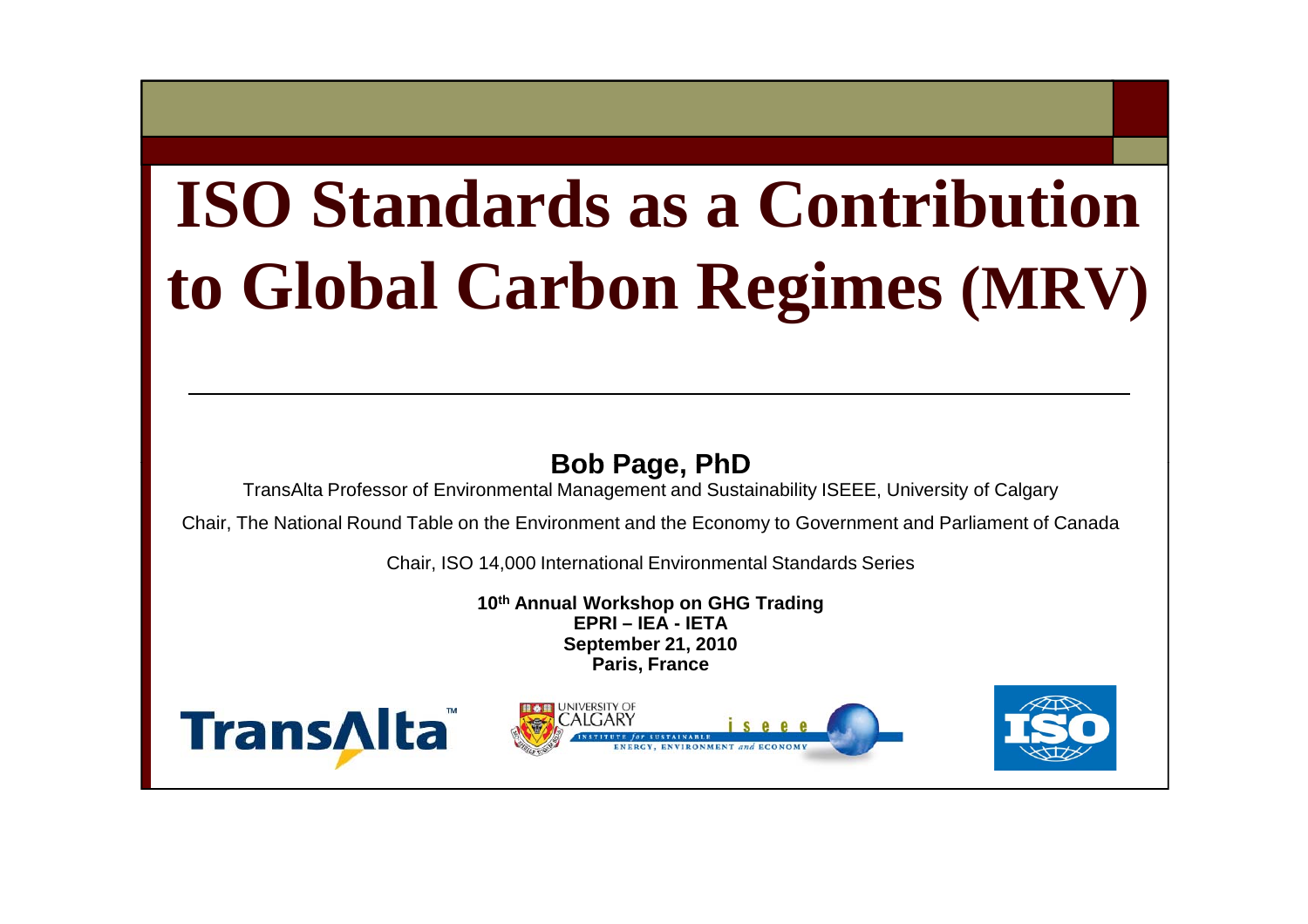# ISO Standards as a Contribution to Global Carbon Regimes (MRV)

**Bob Page, PhD**

TransAlta Professor of Environmental Management and Sustainability ISEEE, University of Calgary

Chair, The National Round Table on the Environment and the Economy to Government and Parliament of Canada

Chair, ISO 14,000 International Environmental Standards Series

**10th Annual Workshop on GHG Trading**
**EPRI – IEA - IETA**
**September 21, 2010**
**Paris, France**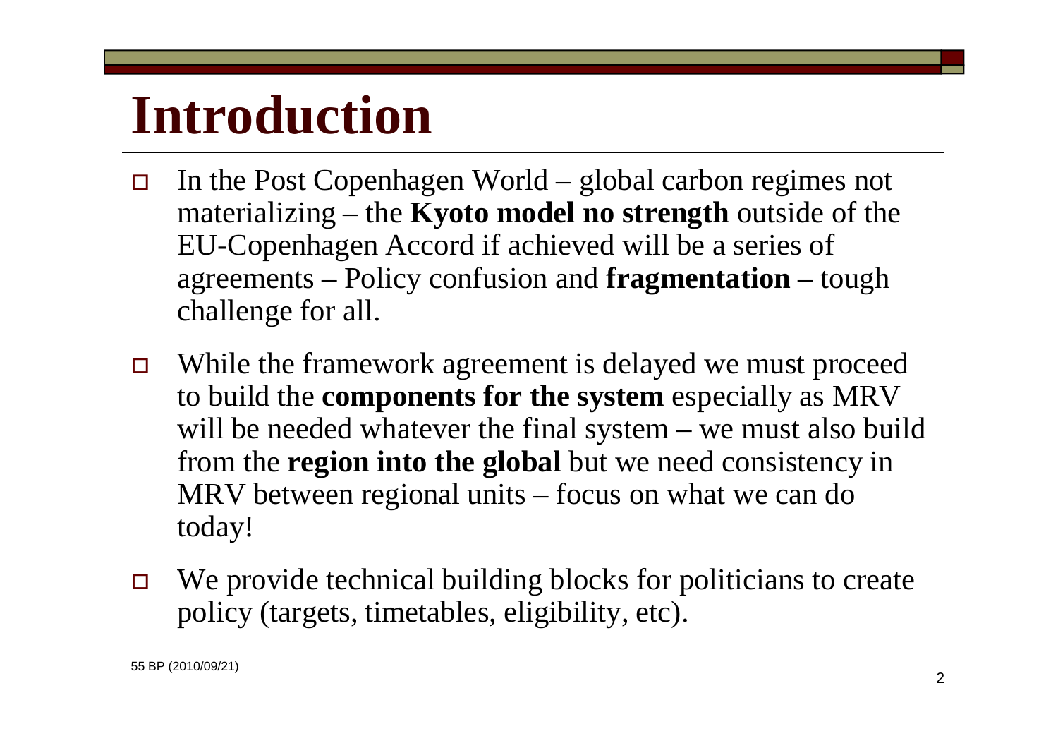# Introduction

- In the Post Copenhagen World – global carbon regimes not materializing – the **Kyoto model no strength** outside of the EU-Copenhagen Accord if achieved will be a series of agreements – Policy confusion and **fragmentation** – tough challenge for all.
- While the framework agreement is delayed we must proceed to build the **components for the system** especially as MRV will be needed whatever the final system – we must also build from the **region into the global** but we need consistency in MRV between regional units – focus on what we can do today!
- We provide technical building blocks for politicians to create policy (targets, timetables, eligibility, etc).

55 BP (2010/09/21)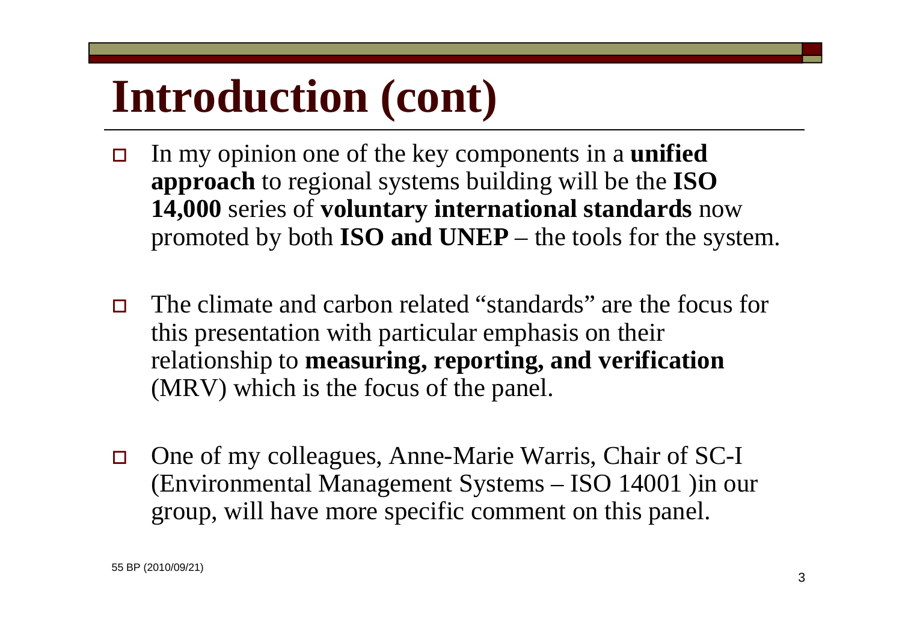# Introduction (cont)

- In my opinion one of the key components in a **unified approach** to regional systems building will be the **ISO 14,000** series of **voluntary international standards** now promoted by both **ISO and UNEP** – the tools for the system.

- The climate and carbon related "standards" are the focus for this presentation with particular emphasis on their relationship to **measuring, reporting, and verification** (MRV) which is the focus of the panel.

- One of my colleagues, Anne-Marie Warris, Chair of SC-I (Environmental Management Systems – ISO 14001 )in our group, will have more specific comment on this panel.

55 BP (2010/09/21)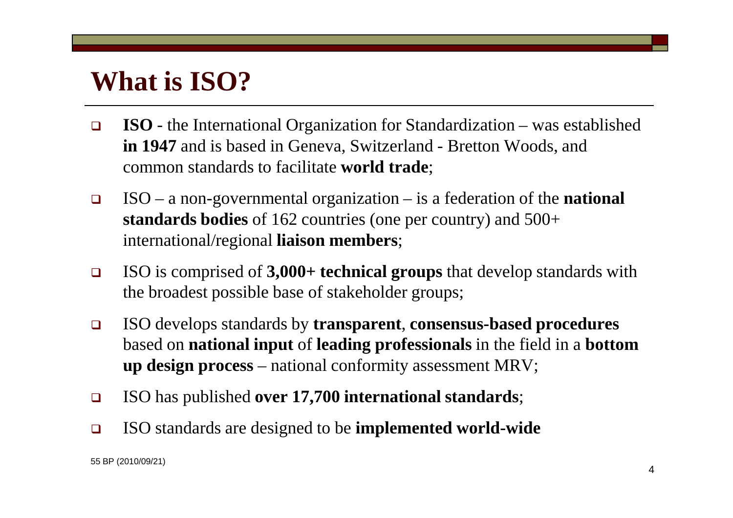# What is ISO?

- **ISO** - the International Organization for Standardization – was established **in 1947** and is based in Geneva, Switzerland - Bretton Woods, and common standards to facilitate **world trade**;
- ISO – a non-governmental organization – is a federation of the **national standards bodies** of 162 countries (one per country) and 500+ international/regional **liaison members**;
- ISO is comprised of **3,000+ technical groups** that develop standards with the broadest possible base of stakeholder groups;
- ISO develops standards by **transparent**, **consensus-based procedures** based on **national input** of **leading professionals** in the field in a **bottom up design process** – national conformity assessment MRV;
- ISO has published **over 17,700 international standards**;
- ISO standards are designed to be **implemented world-wide**

55 BP (2010/09/21)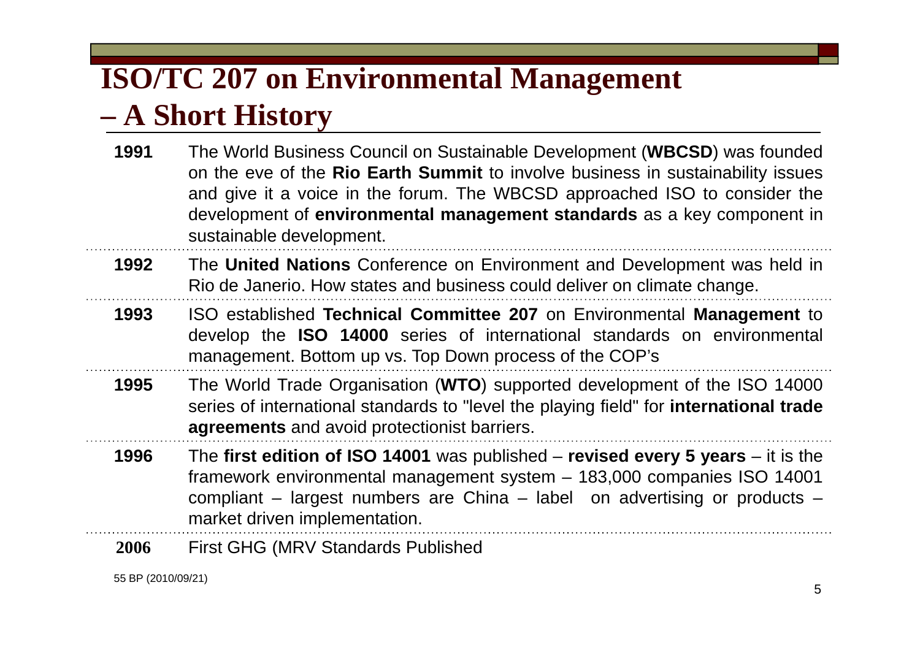# ISO/TC 207 on Environmental Management – A Short History

| | |
|---|---|
| **1991** | The World Business Council on Sustainable Development (**WBCSD**) was founded on the eve of the **Rio Earth Summit** to involve business in sustainability issues and give it a voice in the forum. The WBCSD approached ISO to consider the development of **environmental management standards** as a key component in sustainable development. |
| **1992** | The **United Nations** Conference on Environment and Development was held in Rio de Janerio. How states and business could deliver on climate change. |
| **1993** | ISO established **Technical Committee 207** on Environmental **Management** to develop the **ISO 14000** series of international standards on environmental management. Bottom up vs. Top Down process of the COP's |
| **1995** | The World Trade Organisation (**WTO**) supported development of the ISO 14000 series of international standards to "level the playing field" for **international trade agreements** and avoid protectionist barriers. |
| **1996** | The **first edition of ISO 14001** was published – **revised every 5 years** – it is the framework environmental management system – 183,000 companies ISO 14001 compliant – largest numbers are China – label on advertising or products – market driven implementation. |
| **2006** | First GHG (MRV Standards Published |

55 BP (2010/09/21)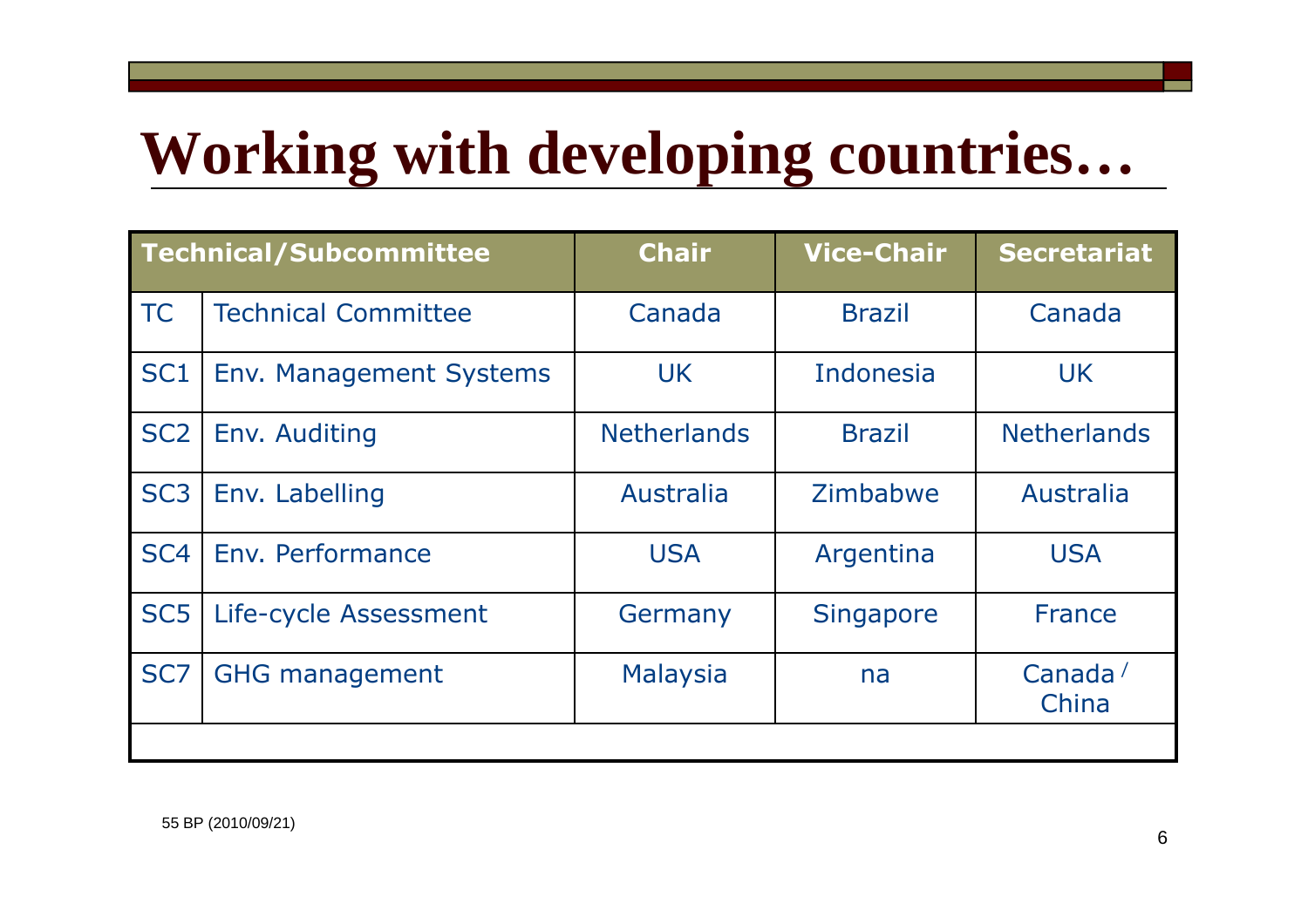# Working with developing countries…

| Technical/Subcommittee | | Chair | Vice-Chair | Secretariat |
|---|---|---|---|---|
| TC | Technical Committee | Canada | Brazil | Canada |
| SC1 | Env. Management Systems | UK | Indonesia | UK |
| SC2 | Env. Auditing | Netherlands | Brazil | Netherlands |
| SC3 | Env. Labelling | Australia | Zimbabwe | Australia |
| SC4 | Env. Performance | USA | Argentina | USA |
| SC5 | Life-cycle Assessment | Germany | Singapore | France |
| SC7 | GHG management | Malaysia | na | Canada / China |

55 BP (2010/09/21)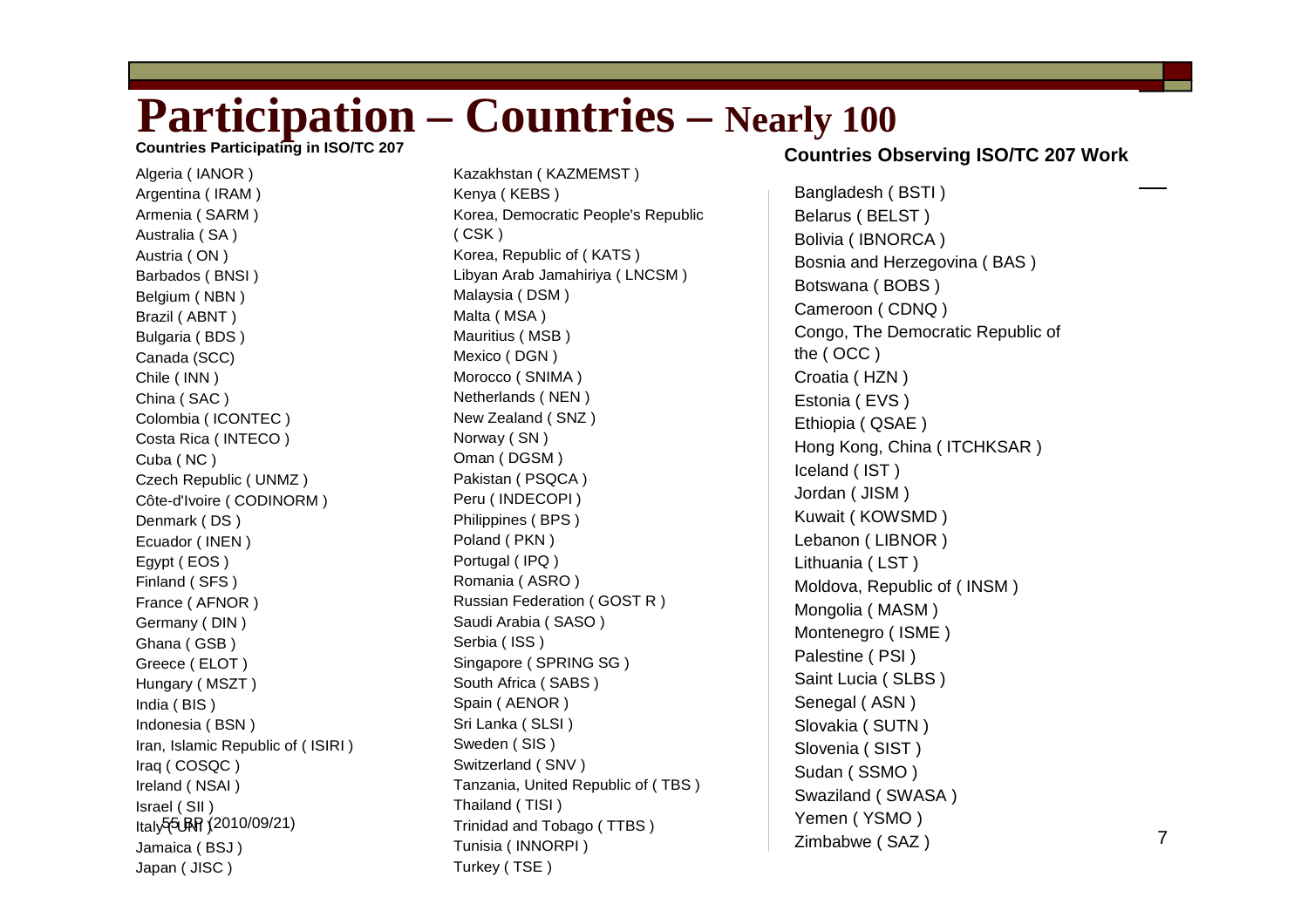# Participation – Countries – Nearly 100

**Countries Participating in ISO/TC 207**

- Algeria ( IANOR )
- Argentina ( IRAM )
- Armenia ( SARM )
- Australia ( SA )
- Austria ( ON )
- Barbados ( BNSI )
- Belgium ( NBN )
- Brazil ( ABNT )
- Bulgaria ( BDS )
- Canada (SCC)
- Chile ( INN )
- China ( SAC )
- Colombia ( ICONTEC )
- Costa Rica ( INTECO )
- Cuba ( NC )
- Czech Republic ( UNMZ )
- Côte-d'Ivoire ( CODINORM )
- Denmark ( DS )
- Ecuador ( INEN )
- Egypt ( EOS )
- Finland ( SFS )
- France ( AFNOR )
- Germany ( DIN )
- Ghana ( GSB )
- Greece ( ELOT )
- Hungary ( MSZT )
- India ( BIS )
- Indonesia ( BSN )
- Iran, Islamic Republic of ( ISIRI )
- Iraq ( COSQC )
- Ireland ( NSAI )
- Israel ( SII )
- Italy ( UNI )
- Jamaica ( BSJ )
- Japan ( JISC )
- Kazakhstan ( KAZMEMST )
- Kenya ( KEBS )
- Korea, Democratic People's Republic ( CSK )
- Korea, Republic of ( KATS )
- Libyan Arab Jamahiriya ( LNCSM )
- Malaysia ( DSM )
- Malta ( MSA )
- Mauritius ( MSB )
- Mexico ( DGN )
- Morocco ( SNIMA )
- Netherlands ( NEN )
- New Zealand ( SNZ )
- Norway ( SN )
- Oman ( DGSM )
- Pakistan ( PSQCA )
- Peru ( INDECOPI )
- Philippines ( BPS )
- Poland ( PKN )
- Portugal ( IPQ )
- Romania ( ASRO )
- Russian Federation ( GOST R )
- Saudi Arabia ( SASO )
- Serbia ( ISS )
- Singapore ( SPRING SG )
- South Africa ( SABS )
- Spain ( AENOR )
- Sri Lanka ( SLSI )
- Sweden ( SIS )
- Switzerland ( SNV )
- Tanzania, United Republic of ( TBS )
- Thailand ( TISI )
- Trinidad and Tobago ( TTBS )
- Tunisia ( INNORPI )
- Turkey ( TSE )

**Countries Observing ISO/TC 207 Work**

- Bangladesh ( BSTI )
- Belarus ( BELST )
- Bolivia ( IBNORCA )
- Bosnia and Herzegovina ( BAS )
- Botswana ( BOBS )
- Cameroon ( CDNQ )
- Congo, The Democratic Republic of the ( OCC )
- Croatia ( HZN )
- Estonia ( EVS )
- Ethiopia ( QSAE )
- Hong Kong, China ( ITCHKSAR )
- Iceland ( IST )
- Jordan ( JISM )
- Kuwait ( KOWSMD )
- Lebanon ( LIBNOR )
- Lithuania ( LST )
- Moldova, Republic of ( INSM )
- Mongolia ( MASM )
- Montenegro ( ISME )
- Palestine ( PSI )
- Saint Lucia ( SLBS )
- Senegal ( ASN )
- Slovakia ( SUTN )
- Slovenia ( SIST )
- Sudan ( SSMO )
- Swaziland ( SWASA )
- Yemen ( YSMO )
- Zimbabwe ( SAZ )

55 BP (2010/09/21)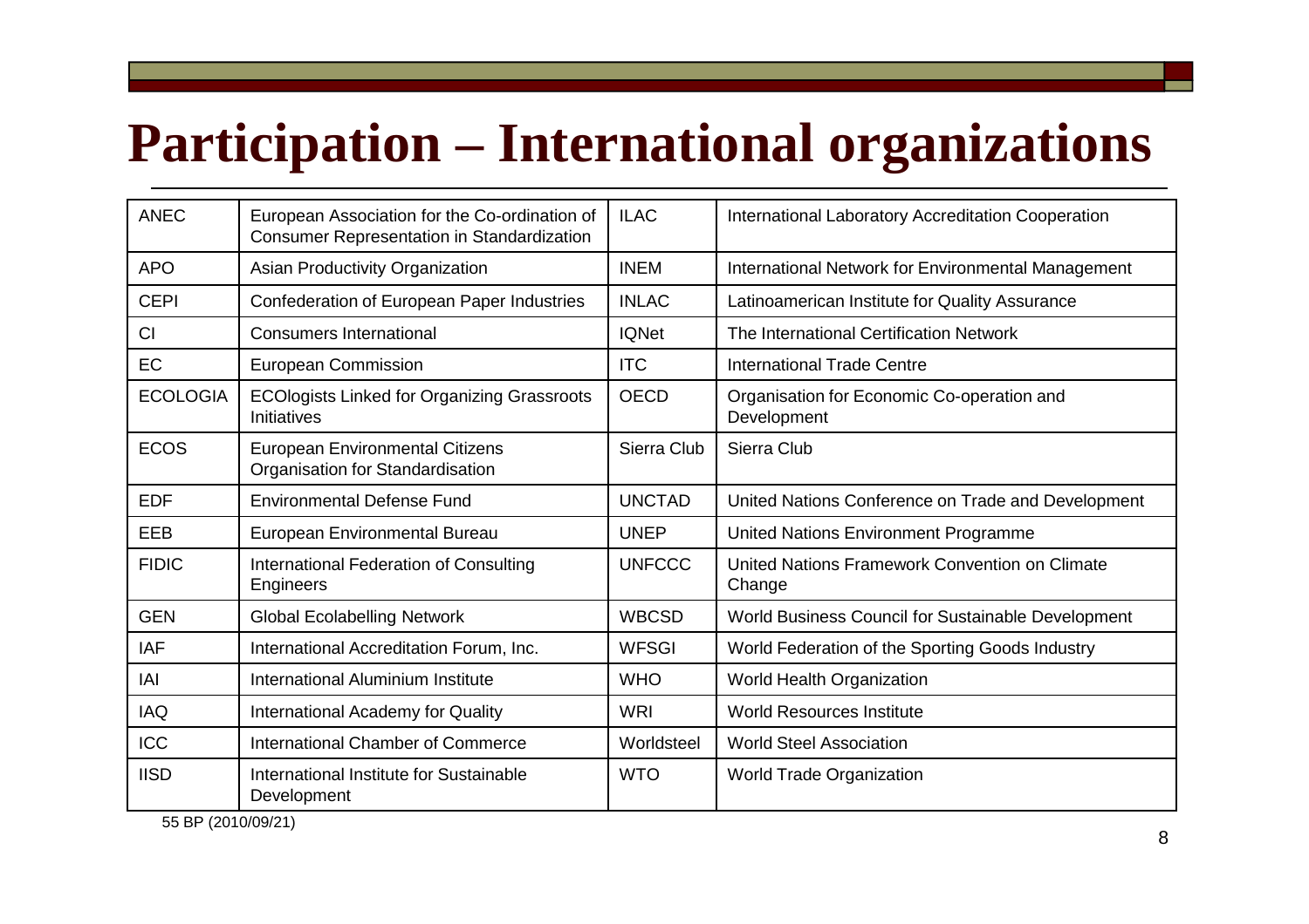# Participation – International organizations

| | | | |
|---|---|---|---|
| ANEC | European Association for the Co-ordination of Consumer Representation in Standardization | ILAC | International Laboratory Accreditation Cooperation |
| APO | Asian Productivity Organization | INEM | International Network for Environmental Management |
| CEPI | Confederation of European Paper Industries | INLAC | Latinoamerican Institute for Quality Assurance |
| CI | Consumers International | IQNet | The International Certification Network |
| EC | European Commission | ITC | International Trade Centre |
| ECOLOGIA | ECOlogists Linked for Organizing Grassroots Initiatives | OECD | Organisation for Economic Co-operation and Development |
| ECOS | European Environmental Citizens Organisation for Standardisation | Sierra Club | Sierra Club |
| EDF | Environmental Defense Fund | UNCTAD | United Nations Conference on Trade and Development |
| EEB | European Environmental Bureau | UNEP | United Nations Environment Programme |
| FIDIC | International Federation of Consulting Engineers | UNFCCC | United Nations Framework Convention on Climate Change |
| GEN | Global Ecolabelling Network | WBCSD | World Business Council for Sustainable Development |
| IAF | International Accreditation Forum, Inc. | WFSGI | World Federation of the Sporting Goods Industry |
| IAI | International Aluminium Institute | WHO | World Health Organization |
| IAQ | International Academy for Quality | WRI | World Resources Institute |
| ICC | International Chamber of Commerce | Worldsteel | World Steel Association |
| IISD | International Institute for Sustainable Development | WTO | World Trade Organization |

55 BP (2010/09/21)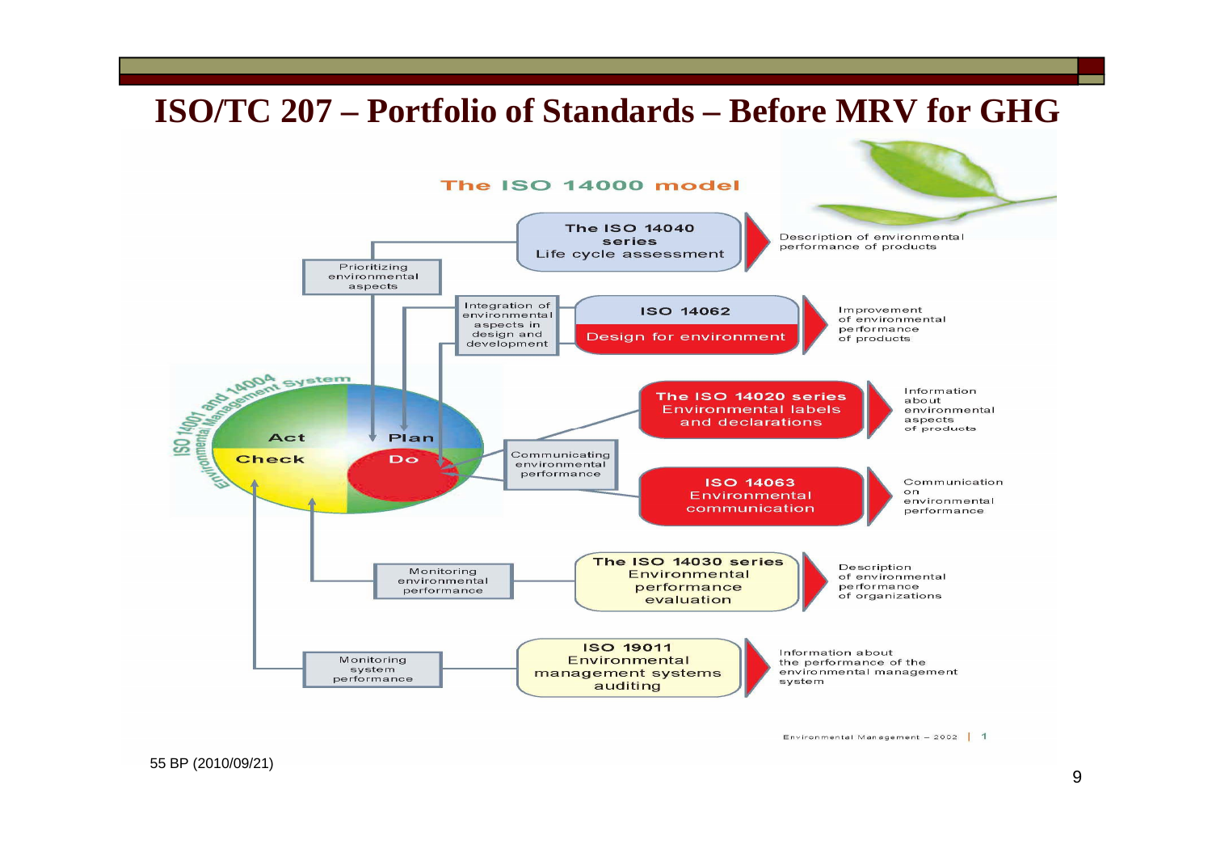# ISO/TC 207 – Portfolio of Standards – Before MRV for GHG

**The ISO 14000 model**

- **The ISO 14040 series** – Life cycle assessment → Description of environmental performance of products
- **ISO 14062** – Design for environment → Improvement of environmental performance of products
- **The ISO 14020 series** – Environmental labels and declarations → Information about environmental aspects of products
- **ISO 14063** – Environmental communication → Communication on environmental performance
- **The ISO 14030 series** – Environmental performance evaluation → Description of environmental performance of organizations
- **ISO 19011** – Environmental management systems auditing → Information about the performance of the environmental management system

ISO 14001 and 14004 Environmental Management System: Plan – Do – Check – Act

- Prioritizing environmental aspects
- Integration of environmental aspects in design and development
- Communicating environmental performance
- Monitoring environmental performance
- Monitoring system performance

Environmental Management – 2002 | 1

55 BP (2010/09/21)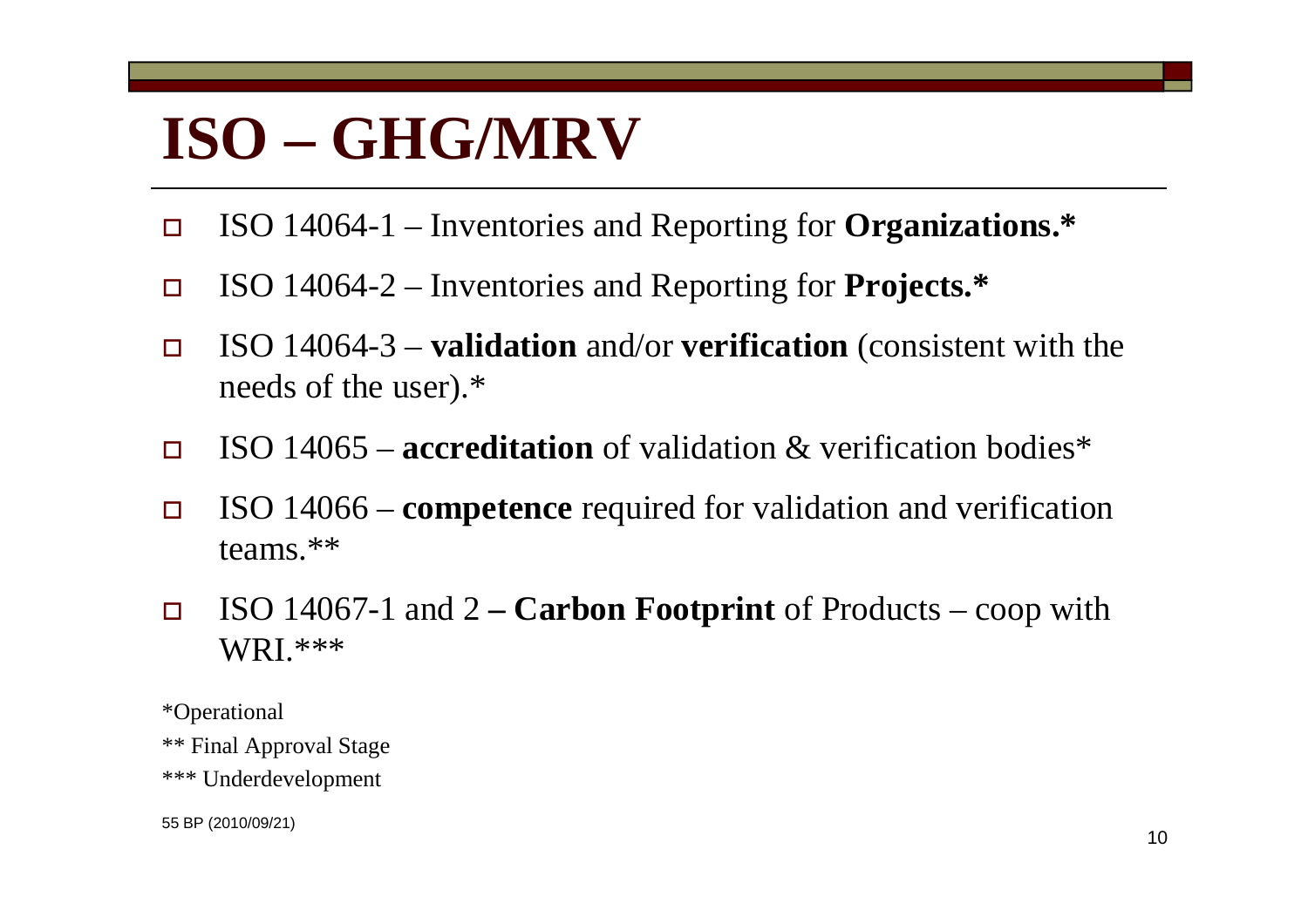# ISO – GHG/MRV

- ISO 14064-1 – Inventories and Reporting for **Organizations.***
- ISO 14064-2 – Inventories and Reporting for **Projects.***
- ISO 14064-3 – **validation** and/or **verification** (consistent with the needs of the user).*
- ISO 14065 – **accreditation** of validation & verification bodies*
- ISO 14066 – **competence** required for validation and verification teams.**
- ISO 14067-1 and 2 **– Carbon Footprint** of Products – coop with WRI.***

*Operational

** Final Approval Stage

*** Underdevelopment

55 BP (2010/09/21)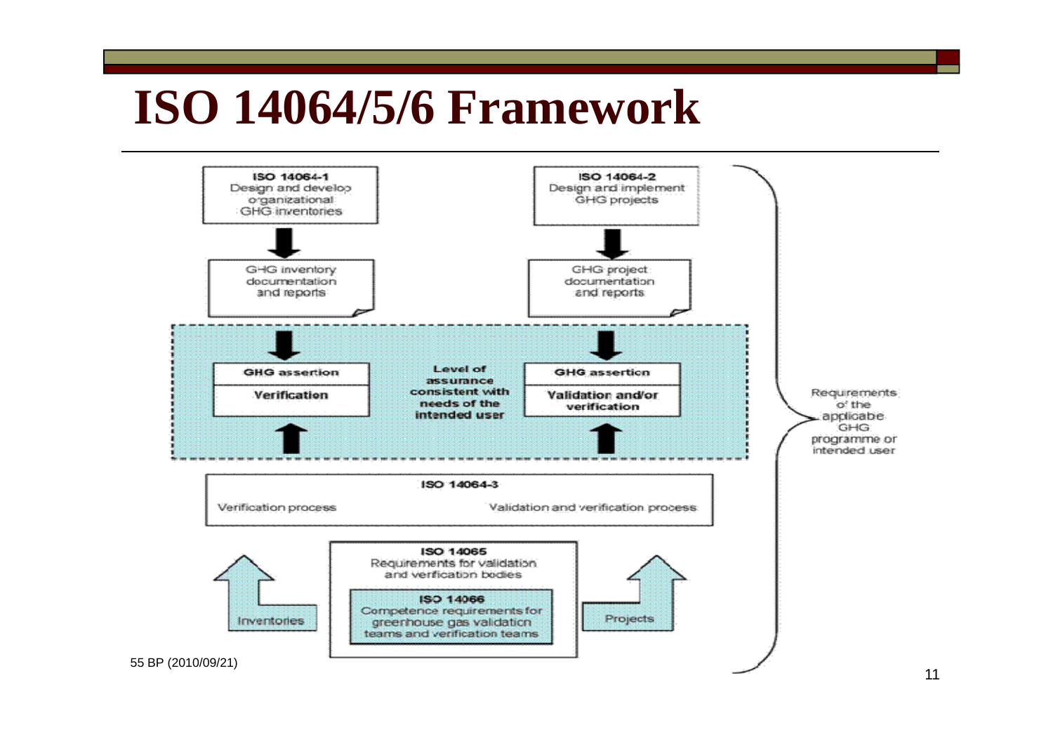# ISO 14064/5/6 Framework

**ISO 14064-1**
Design and develop organizational GHG inventories

**ISO 14064-2**
Design and implement GHG projects

GHG inventory documentation and reports

GHG project documentation and reports

**GHG assertion**
**Verification**

**Level of assurance consistent with needs of the intended user**

**GHG assertion**
**Validation and/or verification**

Requirements of the applicabe GHG programme or intended user

**ISO 14064-3**
Verification process — Validation and verification process

**ISO 14065**
Requirements for validation and verification bodies

**ISO 14066**
Competence requirements for greenhouse gas validation teams and verification teams

Inventories

Projects

55 BP (2010/09/21)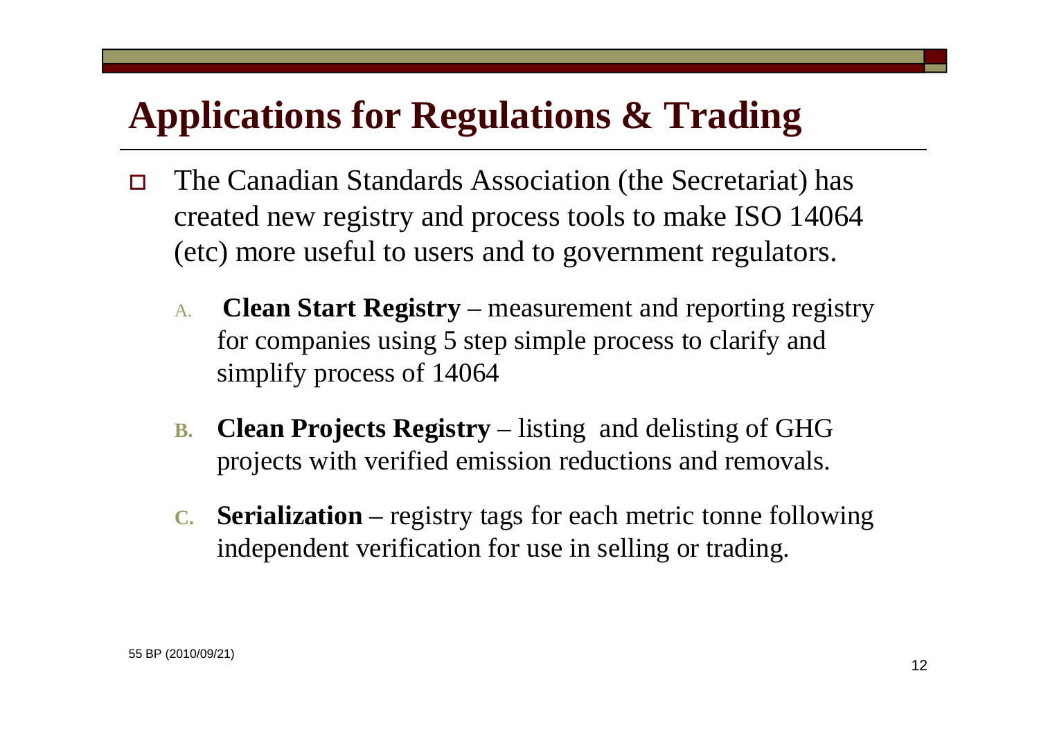# Applications for Regulations & Trading

- The Canadian Standards Association (the Secretariat) has created new registry and process tools to make ISO 14064 (etc) more useful to users and to government regulators.

  A. **Clean Start Registry** – measurement and reporting registry for companies using 5 step simple process to clarify and simplify process of 14064

  B. **Clean Projects Registry** – listing and delisting of GHG projects with verified emission reductions and removals.

  C. **Serialization** – registry tags for each metric tonne following independent verification for use in selling or trading.

55 BP (2010/09/21)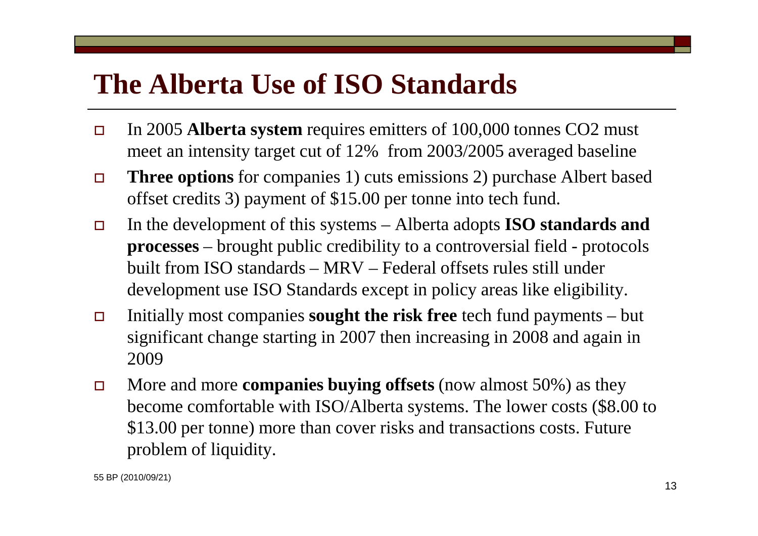# The Alberta Use of ISO Standards

- In 2005 **Alberta system** requires emitters of 100,000 tonnes $CO_2$ must meet an intensity target cut of 12% from 2003/2005 averaged baseline
- **Three options** for companies 1) cuts emissions 2) purchase Albert based offset credits 3) payment of $15.00 per tonne into tech fund.
- In the development of this systems – Alberta adopts **ISO standards and processes** – brought public credibility to a controversial field - protocols built from ISO standards – MRV – Federal offsets rules still under development use ISO Standards except in policy areas like eligibility.
- Initially most companies **sought the risk free** tech fund payments – but significant change starting in 2007 then increasing in 2008 and again in 2009
- More and more **companies buying offsets** (now almost 50%) as they become comfortable with ISO/Alberta systems. The lower costs ($8.00 to $13.00 per tonne) more than cover risks and transactions costs. Future problem of liquidity.

55 BP (2010/09/21)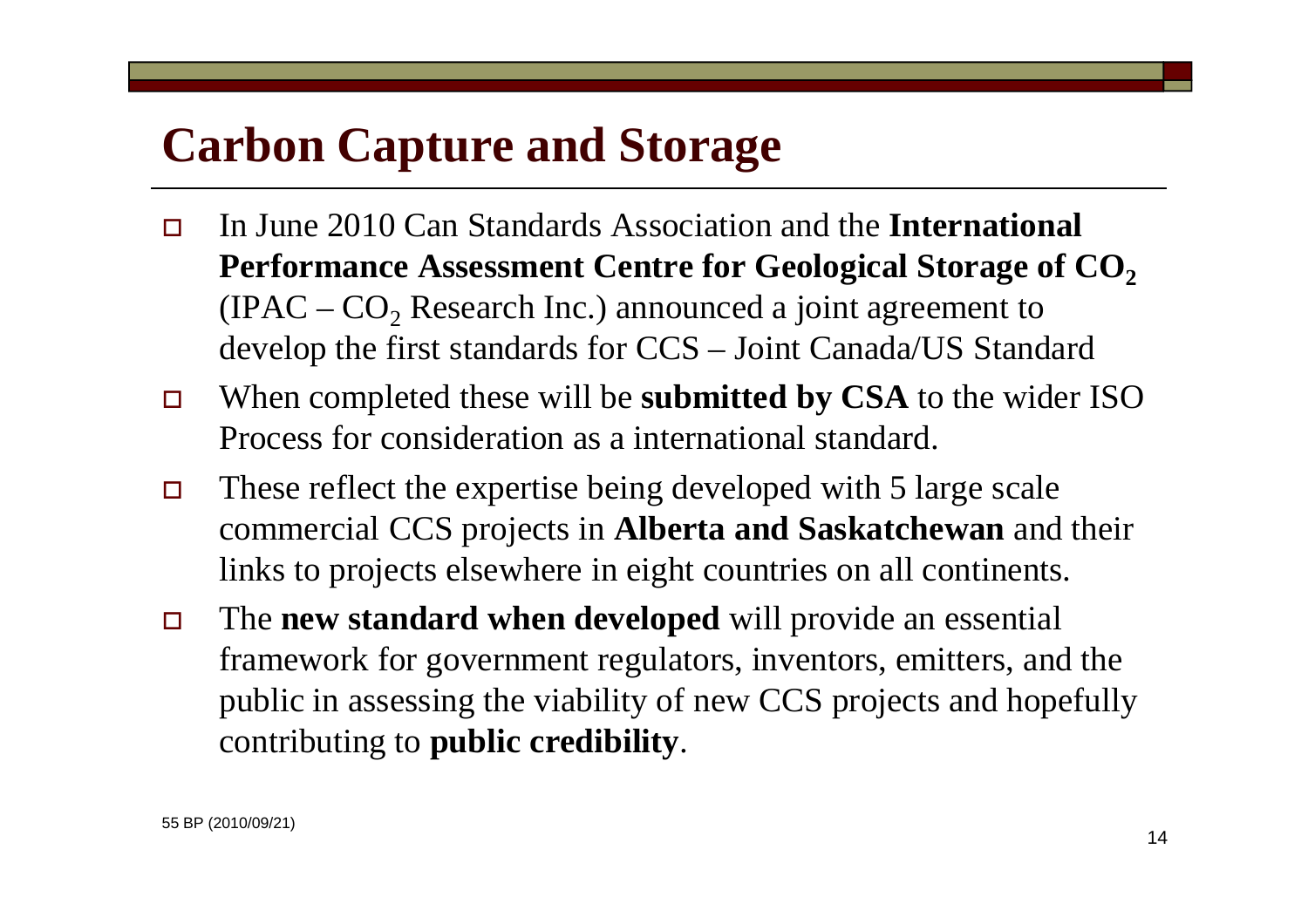# Carbon Capture and Storage

- In June 2010 Can Standards Association and the **International Performance Assessment Centre for Geological Storage of $CO_2$** (IPAC – $CO_2$ Research Inc.) announced a joint agreement to develop the first standards for CCS – Joint Canada/US Standard
- When completed these will be **submitted by CSA** to the wider ISO Process for consideration as a international standard.
- These reflect the expertise being developed with 5 large scale commercial CCS projects in **Alberta and Saskatchewan** and their links to projects elsewhere in eight countries on all continents.
- The **new standard when developed** will provide an essential framework for government regulators, inventors, emitters, and the public in assessing the viability of new CCS projects and hopefully contributing to **public credibility**.

55 BP (2010/09/21)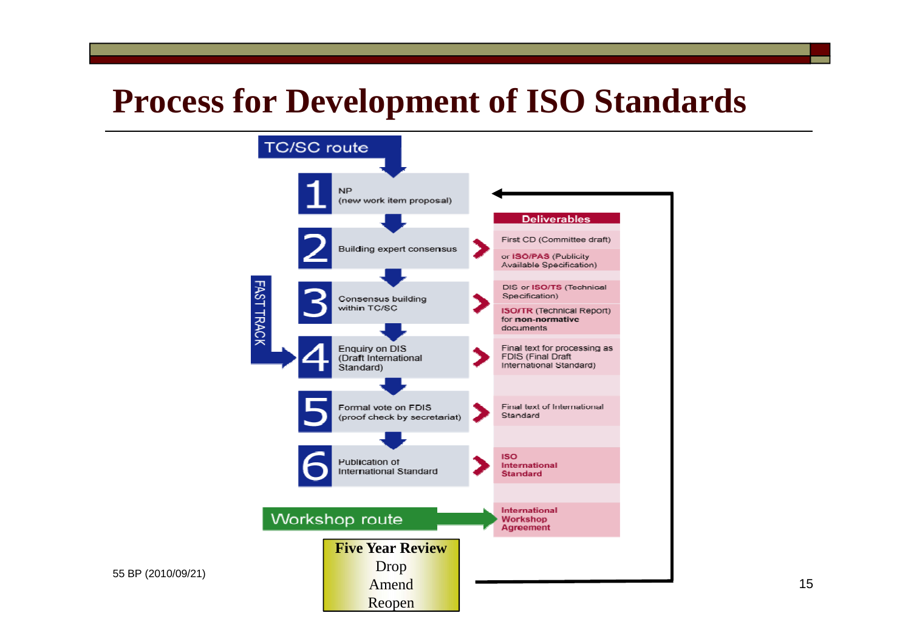# Process for Development of ISO Standards

**TC/SC route**

| Stage | Step | Deliverables |
|---|---|---|
| 1 | NP (new work item proposal) | |
| 2 | Building expert consensus | First CD (Committee draft) or **ISO/PAS** (Publicity Available Specification) |
| 3 | Consensus building within TC/SC | DIS or **ISO/TS** (Technical Specification); **ISO/TR** (Technical Report) for **non-normative** documents |
| 4 | Enquiry on DIS (Draft International Standard) | Final text for processing as FDIS (Final Draft International Standard) |
| 5 | Formal vote on FDIS (proof check by secretariat) | Final text of International Standard |
| 6 | Publication of International Standard | **ISO International Standard** |

FAST TRACK → 4

**Workshop route** → **International Workshop Agreement**

**Five Year Review**
- Drop
- Amend
- Reopen

55 BP (2010/09/21)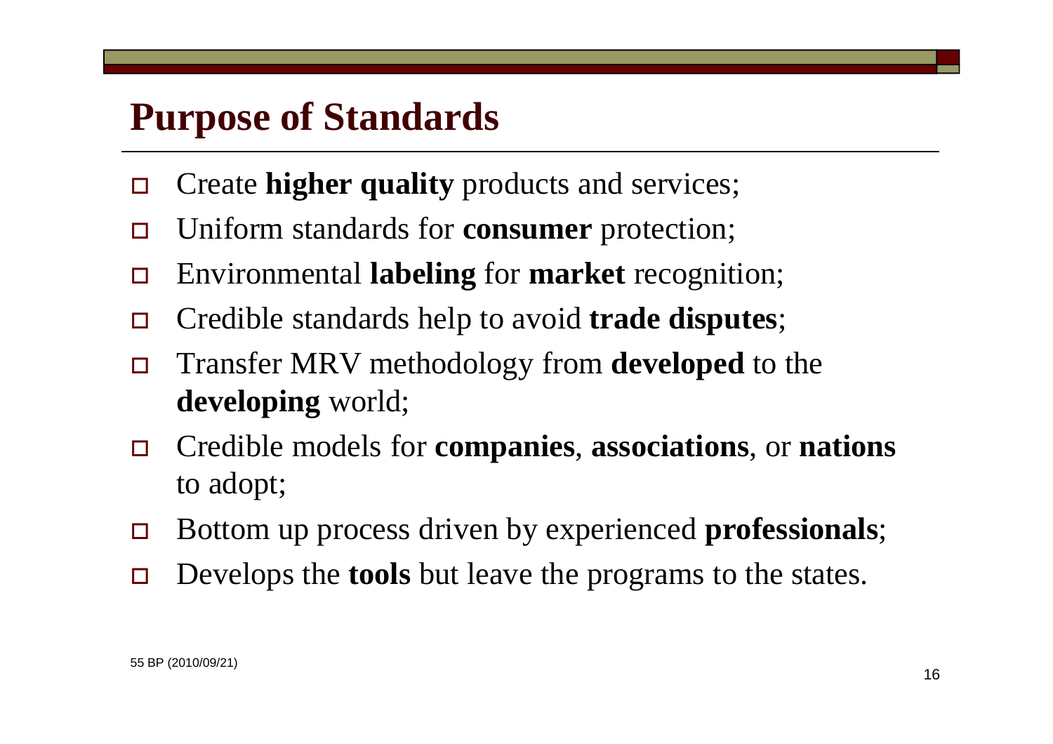# Purpose of Standards

- Create **higher quality** products and services;
- Uniform standards for **consumer** protection;
- Environmental **labeling** for **market** recognition;
- Credible standards help to avoid **trade disputes**;
- Transfer MRV methodology from **developed** to the **developing** world;
- Credible models for **companies**, **associations**, or **nations** to adopt;
- Bottom up process driven by experienced **professionals**;
- Develops the **tools** but leave the programs to the states.

55 BP (2010/09/21)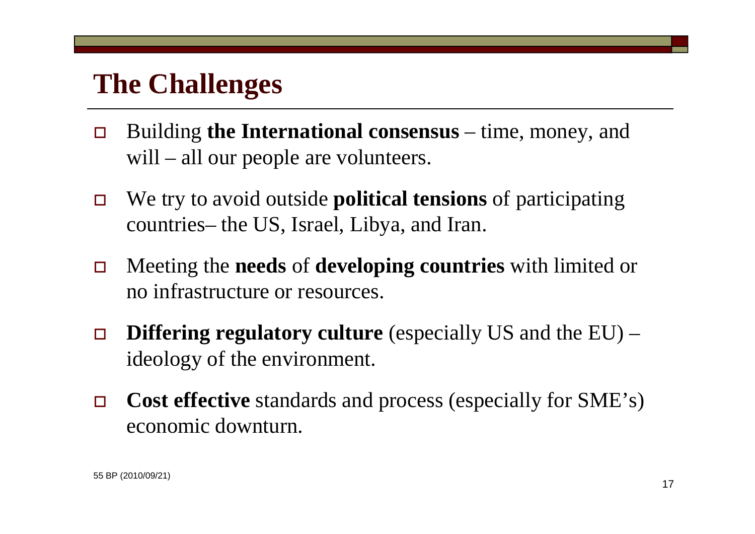# The Challenges

- Building **the International consensus** – time, money, and will – all our people are volunteers.
- We try to avoid outside **political tensions** of participating countries– the US, Israel, Libya, and Iran.
- Meeting the **needs** of **developing countries** with limited or no infrastructure or resources.
- **Differing regulatory culture** (especially US and the EU) – ideology of the environment.
- **Cost effective** standards and process (especially for SME's) economic downturn.

55 BP (2010/09/21)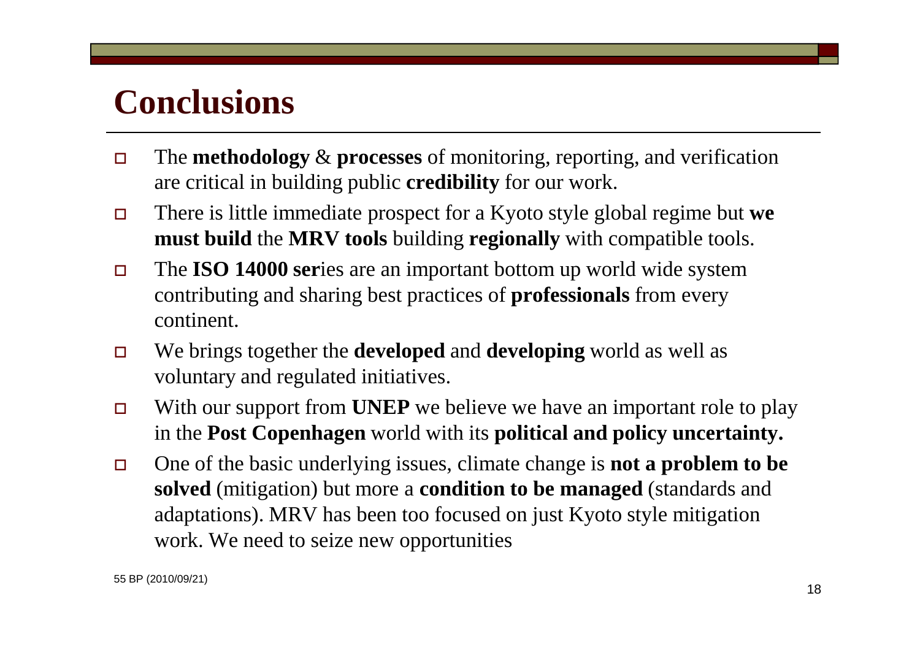# Conclusions

- The **methodology** & **processes** of monitoring, reporting, and verification are critical in building public **credibility** for our work.
- There is little immediate prospect for a Kyoto style global regime but **we must build** the **MRV tools** building **regionally** with compatible tools.
- The **ISO 14000 ser**ies are an important bottom up world wide system contributing and sharing best practices of **professionals** from every continent.
- We brings together the **developed** and **developing** world as well as voluntary and regulated initiatives.
- With our support from **UNEP** we believe we have an important role to play in the **Post Copenhagen** world with its **political and policy uncertainty.**
- One of the basic underlying issues, climate change is **not a problem to be solved** (mitigation) but more a **condition to be managed** (standards and adaptations). MRV has been too focused on just Kyoto style mitigation work. We need to seize new opportunities

55 BP (2010/09/21)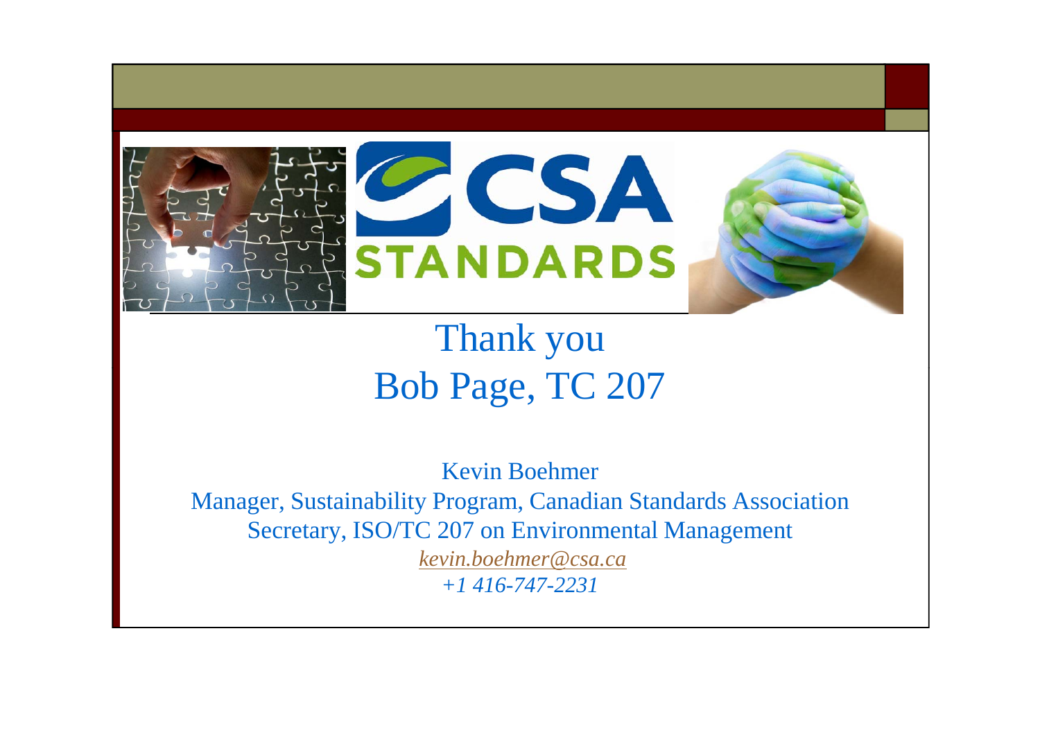# Thank you
# Bob Page, TC 207

Kevin Boehmer

Manager, Sustainability Program, Canadian Standards Association

Secretary, ISO/TC 207 on Environmental Management

*kevin.boehmer@csa.ca*

*+1 416-747-2231*